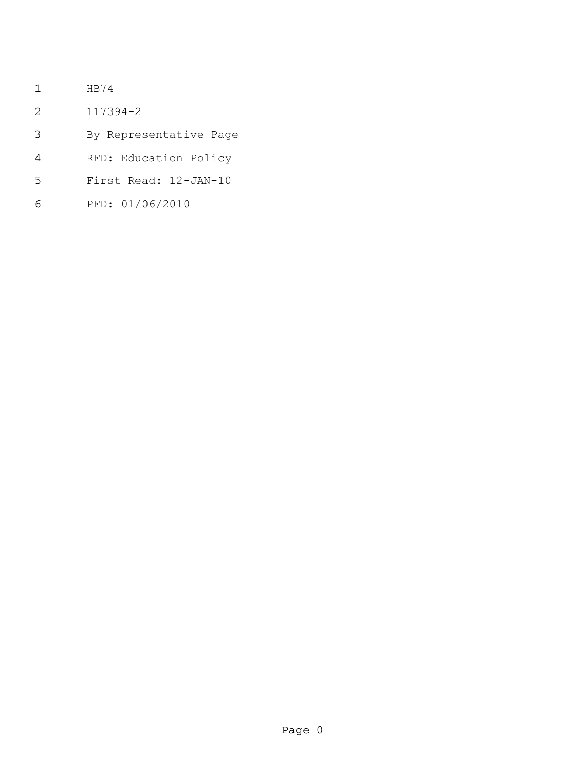HB74

117394-2

By Representative Page

RFD: Education Policy

First Read: 12-JAN-10

PFD: 01/06/2010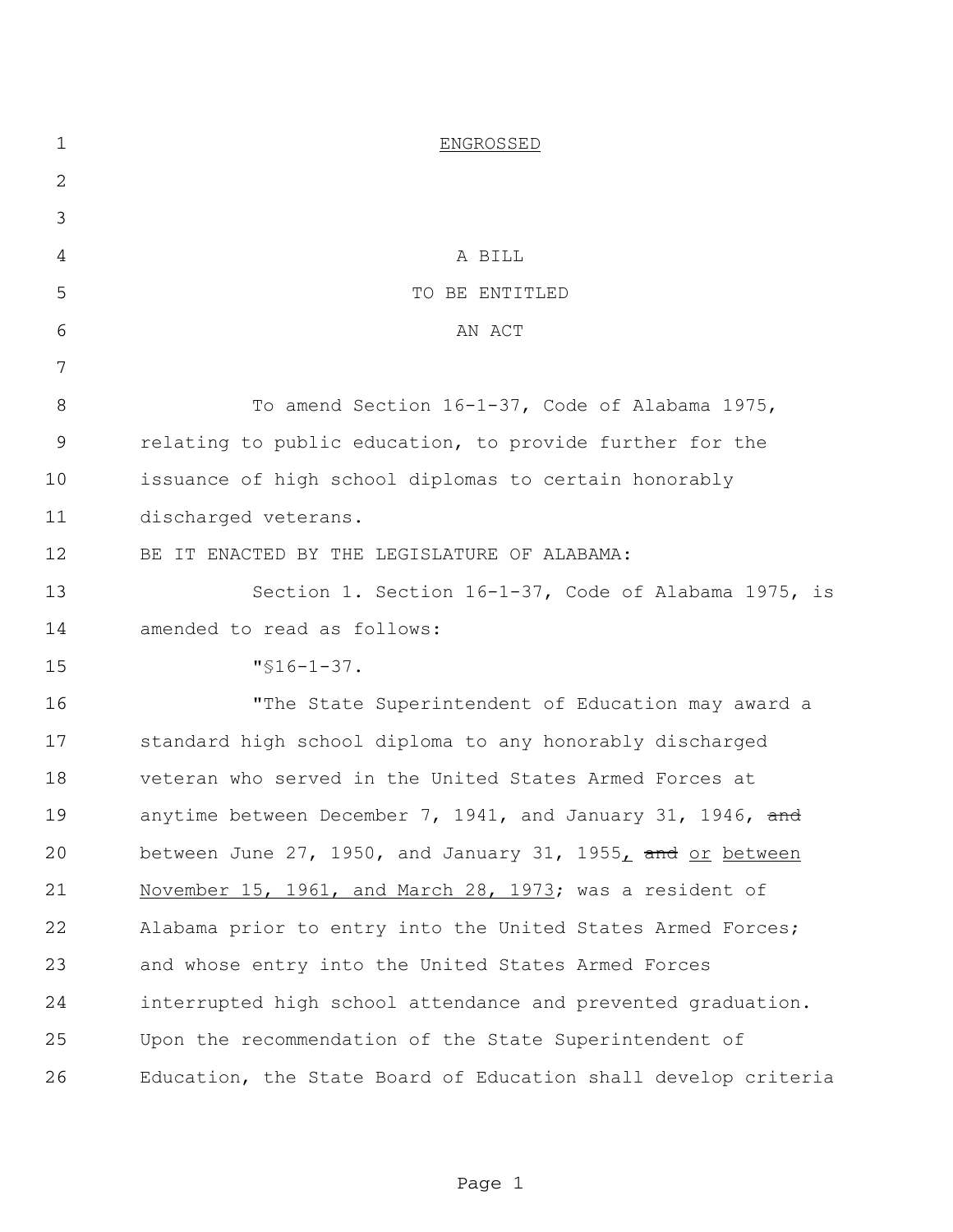ENGROSSED

A BILL

TO BE ENTITLED

AN ACT

To amend Section 16-1-37, Code of Alabama 1975, relating to public education, to provide further for the issuance of high school diplomas to certain honorably discharged veterans.

BE IT ENACTED BY THE LEGISLATURE OF ALABAMA:

Section 1. Section 16-1-37, Code of Alabama 1975, is amended to read as follows:

"§16-1-37.

"The State Superintendent of Education may award a standard high school diploma to any honorably discharged veteran who served in the United States Armed Forces at anytime between December 7, 1941, and January 31, 1946, ~~and~~ between June 27, 1950, and January 31, 1955, ~~and~~ or between November 15, 1961, and March 28, 1973; was a resident of Alabama prior to entry into the United States Armed Forces; and whose entry into the United States Armed Forces interrupted high school attendance and prevented graduation. Upon the recommendation of the State Superintendent of Education, the State Board of Education shall develop criteria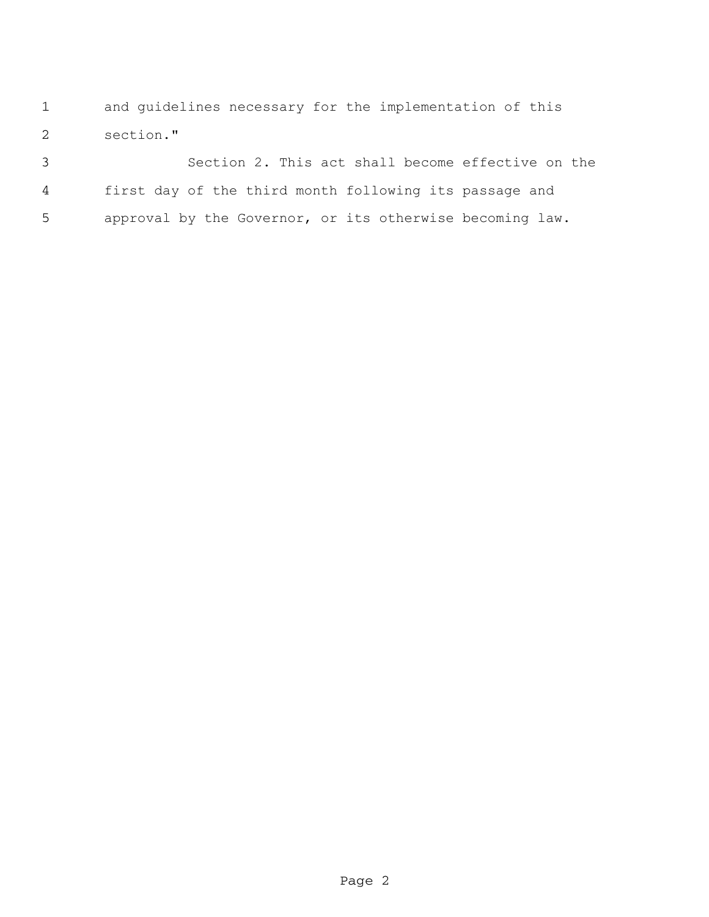and guidelines necessary for the implementation of this section."

Section 2. This act shall become effective on the first day of the third month following its passage and approval by the Governor, or its otherwise becoming law.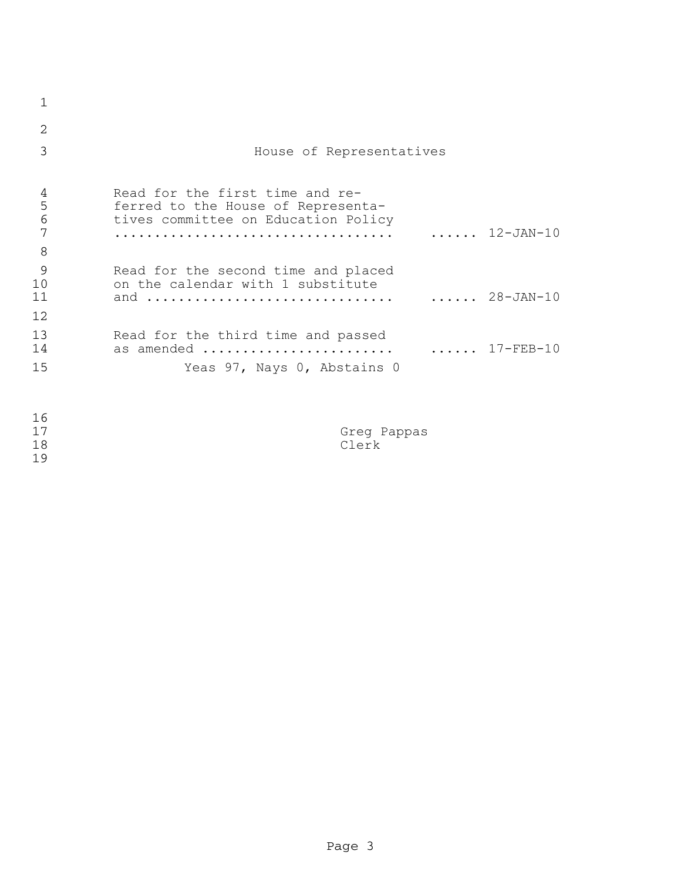House of Representatives

Read for the first time and referred to the House of Representatives committee on Education Policy .................................. ...... 12-JAN-10

Read for the second time and placed on the calendar with 1 substitute and .............................. ...... 28-JAN-10

Read for the third time and passed as amended ....................... ...... 17-FEB-10

Yeas 97, Nays 0, Abstains 0

Greg Pappas
Clerk